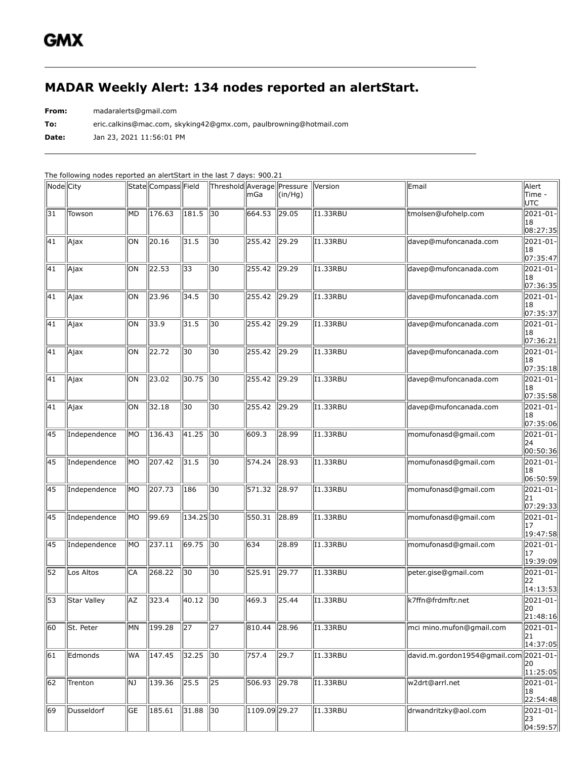GMX

# MADAR Weekly Alert: 134 nodes reported an alertStart.

**From:** madaralerts@gmail.com

**To:** eric.calkins@mac.com, skyking42@gmx.com, paulbrowning@hotmail.com

**Date:** Jan 23, 2021 11:56:01 PM

The following nodes reported an alertStart in the last 7 days: 900.21

| Node | City | State | Compass | Field | Threshold | Average mGa | Pressure (in/Hg) | Version | Email | Alert Time - UTC |
|---|---|---|---|---|---|---|---|---|---|---|
| 31 | Towson | MD | 176.63 | 181.5 | 30 | 664.53 | 29.05 | I1.33RBU | tmolsen@ufohelp.com | 2021-01-18 08:27:35 |
| 41 | Ajax | ON | 20.16 | 31.5 | 30 | 255.42 | 29.29 | I1.33RBU | davep@mufoncanada.com | 2021-01-18 07:35:47 |
| 41 | Ajax | ON | 22.53 | 33 | 30 | 255.42 | 29.29 | I1.33RBU | davep@mufoncanada.com | 2021-01-18 07:36:35 |
| 41 | Ajax | ON | 23.96 | 34.5 | 30 | 255.42 | 29.29 | I1.33RBU | davep@mufoncanada.com | 2021-01-18 07:35:37 |
| 41 | Ajax | ON | 33.9 | 31.5 | 30 | 255.42 | 29.29 | I1.33RBU | davep@mufoncanada.com | 2021-01-18 07:36:21 |
| 41 | Ajax | ON | 22.72 | 30 | 30 | 255.42 | 29.29 | I1.33RBU | davep@mufoncanada.com | 2021-01-18 07:35:18 |
| 41 | Ajax | ON | 23.02 | 30.75 | 30 | 255.42 | 29.29 | I1.33RBU | davep@mufoncanada.com | 2021-01-18 07:35:58 |
| 41 | Ajax | ON | 32.18 | 30 | 30 | 255.42 | 29.29 | I1.33RBU | davep@mufoncanada.com | 2021-01-18 07:35:06 |
| 45 | Independence | MO | 136.43 | 41.25 | 30 | 609.3 | 28.99 | I1.33RBU | momufonasd@gmail.com | 2021-01-24 00:50:36 |
| 45 | Independence | MO | 207.42 | 31.5 | 30 | 574.24 | 28.93 | I1.33RBU | momufonasd@gmail.com | 2021-01-18 06:50:59 |
| 45 | Independence | MO | 207.73 | 186 | 30 | 571.32 | 28.97 | I1.33RBU | momufonasd@gmail.com | 2021-01-21 07:29:33 |
| 45 | Independence | MO | 99.69 | 134.25 | 30 | 550.31 | 28.89 | I1.33RBU | momufonasd@gmail.com | 2021-01-17 19:47:58 |
| 45 | Independence | MO | 237.11 | 69.75 | 30 | 634 | 28.89 | I1.33RBU | momufonasd@gmail.com | 2021-01-17 19:39:09 |
| 52 | Los Altos | CA | 268.22 | 30 | 30 | 525.91 | 29.77 | I1.33RBU | peter.gise@gmail.com | 2021-01-22 14:13:53 |
| 53 | Star Valley | AZ | 323.4 | 40.12 | 30 | 469.3 | 25.44 | I1.33RBU | k7ffn@frdmftr.net | 2021-01-20 21:48:16 |
| 60 | St. Peter | MN | 199.28 | 27 | 27 | 810.44 | 28.96 | I1.33RBU | mci mino.mufon@gmail.com | 2021-01-21 14:37:05 |
| 61 | Edmonds | WA | 147.45 | 32.25 | 30 | 757.4 | 29.7 | I1.33RBU | david.m.gordon1954@gmail.com | 2021-01-20 11:25:05 |
| 62 | Trenton | NJ | 139.36 | 25.5 | 25 | 506.93 | 29.78 | I1.33RBU | w2drt@arrl.net | 2021-01-18 22:54:48 |
| 69 | Dusseldorf | GE | 185.61 | 31.88 | 30 | 1109.09 | 29.27 | I1.33RBU | drwandritzky@aol.com | 2021-01-23 04:59:57 |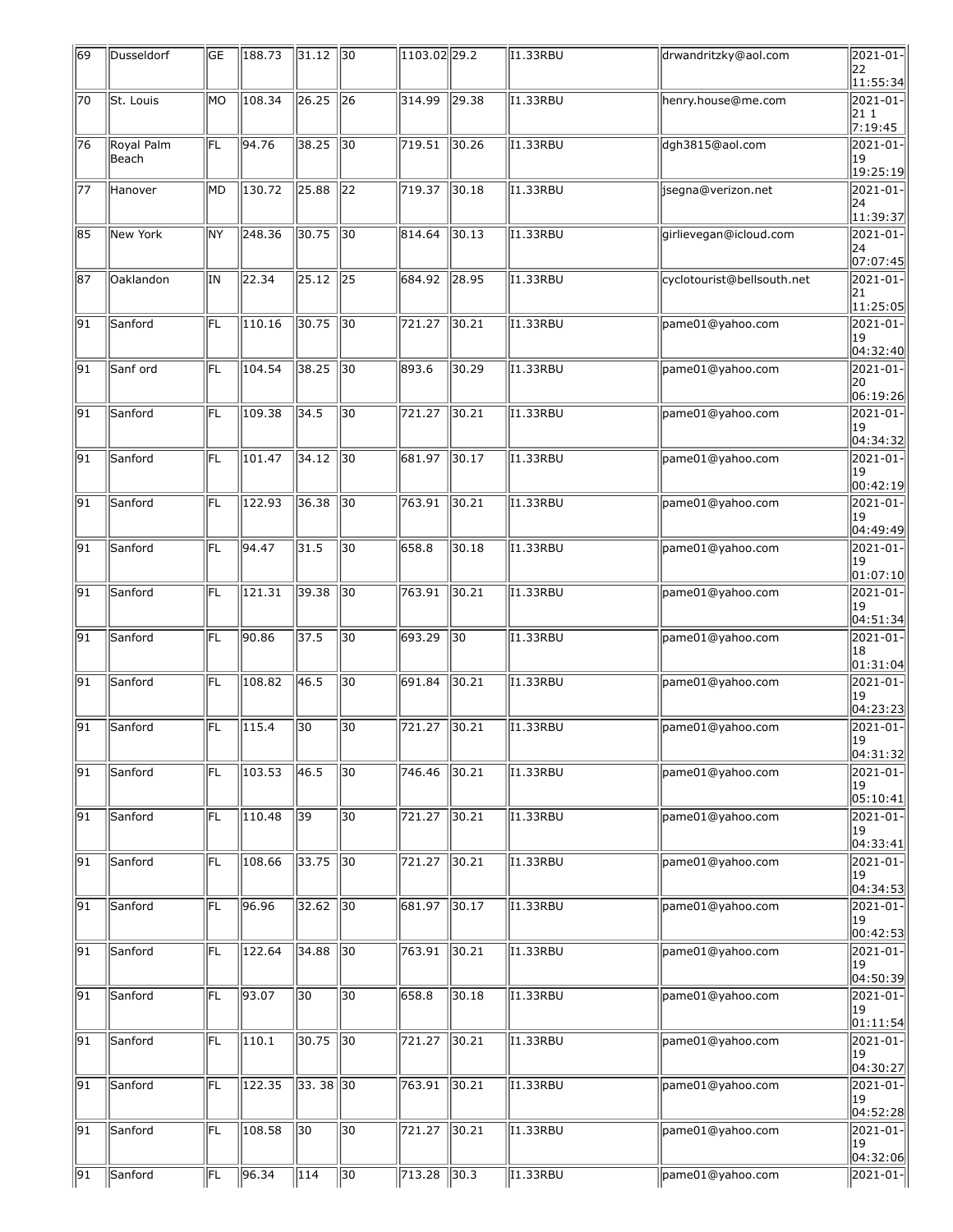| | | | | | | | | | | |
|---|---|---|---|---|---|---|---|---|---|---|
| 69 | Dusseldorf | GE | 188.73 | 31.12 | 30 | 1103.02 | 29.2 | I1.33RBU | drwandritzky@aol.com | 2021-01-22 11:55:34 |
| 70 | St. Louis | MO | 108.34 | 26.25 | 26 | 314.99 | 29.38 | I1.33RBU | henry.house@me.com | 2021-01-21 1 7:19:45 |
| 76 | Royal Palm Beach | FL | 94.76 | 38.25 | 30 | 719.51 | 30.26 | I1.33RBU | dgh3815@aol.com | 2021-01-19 19:25:19 |
| 77 | Hanover | MD | 130.72 | 25.88 | 22 | 719.37 | 30.18 | I1.33RBU | jsegna@verizon.net | 2021-01-24 11:39:37 |
| 85 | New York | NY | 248.36 | 30.75 | 30 | 814.64 | 30.13 | I1.33RBU | girlievegan@icloud.com | 2021-01-24 07:07:45 |
| 87 | Oaklandon | IN | 22.34 | 25.12 | 25 | 684.92 | 28.95 | I1.33RBU | cyclotourist@bellsouth.net | 2021-01-21 11:25:05 |
| 91 | Sanford | FL | 110.16 | 30.75 | 30 | 721.27 | 30.21 | I1.33RBU | pame01@yahoo.com | 2021-01-19 04:32:40 |
| 91 | Sanf ord | FL | 104.54 | 38.25 | 30 | 893.6 | 30.29 | I1.33RBU | pame01@yahoo.com | 2021-01-20 06:19:26 |
| 91 | Sanford | FL | 109.38 | 34.5 | 30 | 721.27 | 30.21 | I1.33RBU | pame01@yahoo.com | 2021-01-19 04:34:32 |
| 91 | Sanford | FL | 101.47 | 34.12 | 30 | 681.97 | 30.17 | I1.33RBU | pame01@yahoo.com | 2021-01-19 00:42:19 |
| 91 | Sanford | FL | 122.93 | 36.38 | 30 | 763.91 | 30.21 | I1.33RBU | pame01@yahoo.com | 2021-01-19 04:49:49 |
| 91 | Sanford | FL | 94.47 | 31.5 | 30 | 658.8 | 30.18 | I1.33RBU | pame01@yahoo.com | 2021-01-19 01:07:10 |
| 91 | Sanford | FL | 121.31 | 39.38 | 30 | 763.91 | 30.21 | I1.33RBU | pame01@yahoo.com | 2021-01-19 04:51:34 |
| 91 | Sanford | FL | 90.86 | 37.5 | 30 | 693.29 | 30 | I1.33RBU | pame01@yahoo.com | 2021-01-18 01:31:04 |
| 91 | Sanford | FL | 108.82 | 46.5 | 30 | 691.84 | 30.21 | I1.33RBU | pame01@yahoo.com | 2021-01-19 04:23:23 |
| 91 | Sanford | FL | 115.4 | 30 | 30 | 721.27 | 30.21 | I1.33RBU | pame01@yahoo.com | 2021-01-19 04:31:32 |
| 91 | Sanford | FL | 103.53 | 46.5 | 30 | 746.46 | 30.21 | I1.33RBU | pame01@yahoo.com | 2021-01-19 05:10:41 |
| 91 | Sanford | FL | 110.48 | 39 | 30 | 721.27 | 30.21 | I1.33RBU | pame01@yahoo.com | 2021-01-19 04:33:41 |
| 91 | Sanford | FL | 108.66 | 33.75 | 30 | 721.27 | 30.21 | I1.33RBU | pame01@yahoo.com | 2021-01-19 04:34:53 |
| 91 | Sanford | FL | 96.96 | 32.62 | 30 | 681.97 | 30.17 | I1.33RBU | pame01@yahoo.com | 2021-01-19 00:42:53 |
| 91 | Sanford | FL | 122.64 | 34.88 | 30 | 763.91 | 30.21 | I1.33RBU | pame01@yahoo.com | 2021-01-19 04:50:39 |
| 91 | Sanford | FL | 93.07 | 30 | 30 | 658.8 | 30.18 | I1.33RBU | pame01@yahoo.com | 2021-01-19 01:11:54 |
| 91 | Sanford | FL | 110.1 | 30.75 | 30 | 721.27 | 30.21 | I1.33RBU | pame01@yahoo.com | 2021-01-19 04:30:27 |
| 91 | Sanford | FL | 122.35 | 33. 38 | 30 | 763.91 | 30.21 | I1.33RBU | pame01@yahoo.com | 2021-01-19 04:52:28 |
| 91 | Sanford | FL | 108.58 | 30 | 30 | 721.27 | 30.21 | I1.33RBU | pame01@yahoo.com | 2021-01-19 04:32:06 |
| 91 | Sanford | FL | 96.34 | 114 | 30 | 713.28 | 30.3 | I1.33RBU | pame01@yahoo.com | 2021-01- |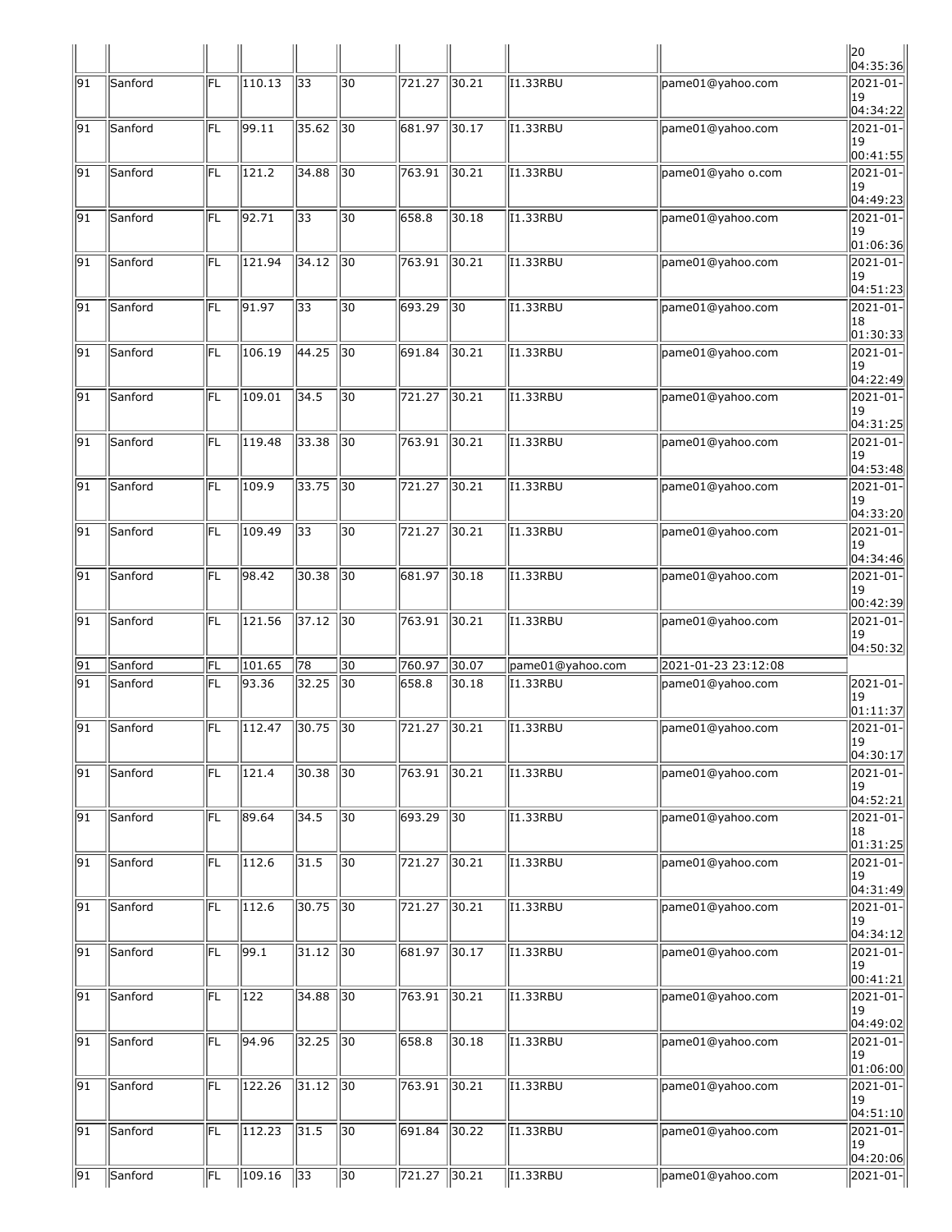| | | | | | | | | | | |
|---|---|---|---|---|---|---|---|---|---|---|
| | | | | | | | | | | 20 04:35:36 |
| 91 | Sanford | FL | 110.13 | 33 | 30 | 721.27 | 30.21 | I1.33RBU | pame01@yahoo.com | 2021-01-19 04:34:22 |
| 91 | Sanford | FL | 99.11 | 35.62 | 30 | 681.97 | 30.17 | I1.33RBU | pame01@yahoo.com | 2021-01-19 00:41:55 |
| 91 | Sanford | FL | 121.2 | 34.88 | 30 | 763.91 | 30.21 | I1.33RBU | pame01@yaho o.com | 2021-01-19 04:49:23 |
| 91 | Sanford | FL | 92.71 | 33 | 30 | 658.8 | 30.18 | I1.33RBU | pame01@yahoo.com | 2021-01-19 01:06:36 |
| 91 | Sanford | FL | 121.94 | 34.12 | 30 | 763.91 | 30.21 | I1.33RBU | pame01@yahoo.com | 2021-01-19 04:51:23 |
| 91 | Sanford | FL | 91.97 | 33 | 30 | 693.29 | 30 | I1.33RBU | pame01@yahoo.com | 2021-01-18 01:30:33 |
| 91 | Sanford | FL | 106.19 | 44.25 | 30 | 691.84 | 30.21 | I1.33RBU | pame01@yahoo.com | 2021-01-19 04:22:49 |
| 91 | Sanford | FL | 109.01 | 34.5 | 30 | 721.27 | 30.21 | I1.33RBU | pame01@yahoo.com | 2021-01-19 04:31:25 |
| 91 | Sanford | FL | 119.48 | 33.38 | 30 | 763.91 | 30.21 | I1.33RBU | pame01@yahoo.com | 2021-01-19 04:53:48 |
| 91 | Sanford | FL | 109.9 | 33.75 | 30 | 721.27 | 30.21 | I1.33RBU | pame01@yahoo.com | 2021-01-19 04:33:20 |
| 91 | Sanford | FL | 109.49 | 33 | 30 | 721.27 | 30.21 | I1.33RBU | pame01@yahoo.com | 2021-01-19 04:34:46 |
| 91 | Sanford | FL | 98.42 | 30.38 | 30 | 681.97 | 30.18 | I1.33RBU | pame01@yahoo.com | 2021-01-19 00:42:39 |
| 91 | Sanford | FL | 121.56 | 37.12 | 30 | 763.91 | 30.21 | I1.33RBU | pame01@yahoo.com | 2021-01-19 04:50:32 |
| 91 | Sanford | FL | 101.65 | 78 | 30 | 760.97 | 30.07 | pame01@yahoo.com | 2021-01-23 23:12:08 | |
| 91 | Sanford | FL | 93.36 | 32.25 | 30 | 658.8 | 30.18 | I1.33RBU | pame01@yahoo.com | 2021-01-19 01:11:37 |
| 91 | Sanford | FL | 112.47 | 30.75 | 30 | 721.27 | 30.21 | I1.33RBU | pame01@yahoo.com | 2021-01-19 04:30:17 |
| 91 | Sanford | FL | 121.4 | 30.38 | 30 | 763.91 | 30.21 | I1.33RBU | pame01@yahoo.com | 2021-01-19 04:52:21 |
| 91 | Sanford | FL | 89.64 | 34.5 | 30 | 693.29 | 30 | I1.33RBU | pame01@yahoo.com | 2021-01-18 01:31:25 |
| 91 | Sanford | FL | 112.6 | 31.5 | 30 | 721.27 | 30.21 | I1.33RBU | pame01@yahoo.com | 2021-01-19 04:31:49 |
| 91 | Sanford | FL | 112.6 | 30.75 | 30 | 721.27 | 30.21 | I1.33RBU | pame01@yahoo.com | 2021-01-19 04:34:12 |
| 91 | Sanford | FL | 99.1 | 31.12 | 30 | 681.97 | 30.17 | I1.33RBU | pame01@yahoo.com | 2021-01-19 00:41:21 |
| 91 | Sanford | FL | 122 | 34.88 | 30 | 763.91 | 30.21 | I1.33RBU | pame01@yahoo.com | 2021-01-19 04:49:02 |
| 91 | Sanford | FL | 94.96 | 32.25 | 30 | 658.8 | 30.18 | I1.33RBU | pame01@yahoo.com | 2021-01-19 01:06:00 |
| 91 | Sanford | FL | 122.26 | 31.12 | 30 | 763.91 | 30.21 | I1.33RBU | pame01@yahoo.com | 2021-01-19 04:51:10 |
| 91 | Sanford | FL | 112.23 | 31.5 | 30 | 691.84 | 30.22 | I1.33RBU | pame01@yahoo.com | 2021-01-19 04:20:06 |
| 91 | Sanford | FL | 109.16 | 33 | 30 | 721.27 | 30.21 | I1.33RBU | pame01@yahoo.com | 2021-01- |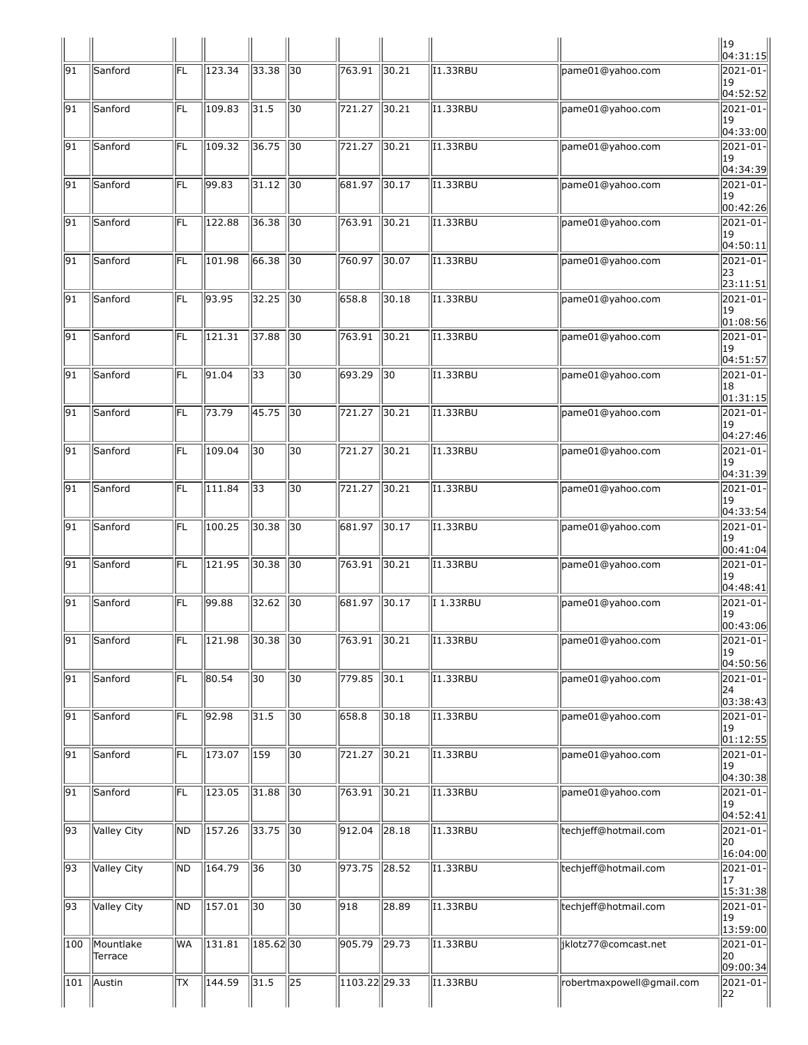| | | | | | | | | | | |
|---|---|---|---|---|---|---|---|---|---|---|
| | | | | | | | | | | 19 04:31:15 |
| 91 | Sanford | FL | 123.34 | 33.38 | 30 | 763.91 | 30.21 | I1.33RBU | pame01@yahoo.com | 2021-01-19 04:52:52 |
| 91 | Sanford | FL | 109.83 | 31.5 | 30 | 721.27 | 30.21 | I1.33RBU | pame01@yahoo.com | 2021-01-19 04:33:00 |
| 91 | Sanford | FL | 109.32 | 36.75 | 30 | 721.27 | 30.21 | I1.33RBU | pame01@yahoo.com | 2021-01-19 04:34:39 |
| 91 | Sanford | FL | 99.83 | 31.12 | 30 | 681.97 | 30.17 | I1.33RBU | pame01@yahoo.com | 2021-01-19 00:42:26 |
| 91 | Sanford | FL | 122.88 | 36.38 | 30 | 763.91 | 30.21 | I1.33RBU | pame01@yahoo.com | 2021-01-19 04:50:11 |
| 91 | Sanford | FL | 101.98 | 66.38 | 30 | 760.97 | 30.07 | I1.33RBU | pame01@yahoo.com | 2021-01-23 23:11:51 |
| 91 | Sanford | FL | 93.95 | 32.25 | 30 | 658.8 | 30.18 | I1.33RBU | pame01@yahoo.com | 2021-01-19 01:08:56 |
| 91 | Sanford | FL | 121.31 | 37.88 | 30 | 763.91 | 30.21 | I1.33RBU | pame01@yahoo.com | 2021-01-19 04:51:57 |
| 91 | Sanford | FL | 91.04 | 33 | 30 | 693.29 | 30 | I1.33RBU | pame01@yahoo.com | 2021-01-18 01:31:15 |
| 91 | Sanford | FL | 73.79 | 45.75 | 30 | 721.27 | 30.21 | I1.33RBU | pame01@yahoo.com | 2021-01-19 04:27:46 |
| 91 | Sanford | FL | 109.04 | 30 | 30 | 721.27 | 30.21 | I1.33RBU | pame01@yahoo.com | 2021-01-19 04:31:39 |
| 91 | Sanford | FL | 111.84 | 33 | 30 | 721.27 | 30.21 | I1.33RBU | pame01@yahoo.com | 2021-01-19 04:33:54 |
| 91 | Sanford | FL | 100.25 | 30.38 | 30 | 681.97 | 30.17 | I1.33RBU | pame01@yahoo.com | 2021-01-19 00:41:04 |
| 91 | Sanford | FL | 121.95 | 30.38 | 30 | 763.91 | 30.21 | I1.33RBU | pame01@yahoo.com | 2021-01-19 04:48:41 |
| 91 | Sanford | FL | 99.88 | 32.62 | 30 | 681.97 | 30.17 | I 1.33RBU | pame01@yahoo.com | 2021-01-19 00:43:06 |
| 91 | Sanford | FL | 121.98 | 30.38 | 30 | 763.91 | 30.21 | I1.33RBU | pame01@yahoo.com | 2021-01-19 04:50:56 |
| 91 | Sanford | FL | 80.54 | 30 | 30 | 779.85 | 30.1 | I1.33RBU | pame01@yahoo.com | 2021-01-24 03:38:43 |
| 91 | Sanford | FL | 92.98 | 31.5 | 30 | 658.8 | 30.18 | I1.33RBU | pame01@yahoo.com | 2021-01-19 01:12:55 |
| 91 | Sanford | FL | 173.07 | 159 | 30 | 721.27 | 30.21 | I1.33RBU | pame01@yahoo.com | 2021-01-19 04:30:38 |
| 91 | Sanford | FL | 123.05 | 31.88 | 30 | 763.91 | 30.21 | I1.33RBU | pame01@yahoo.com | 2021-01-19 04:52:41 |
| 93 | Valley City | ND | 157.26 | 33.75 | 30 | 912.04 | 28.18 | I1.33RBU | techjeff@hotmail.com | 2021-01-20 16:04:00 |
| 93 | Valley City | ND | 164.79 | 36 | 30 | 973.75 | 28.52 | I1.33RBU | techjeff@hotmail.com | 2021-01-17 15:31:38 |
| 93 | Valley City | ND | 157.01 | 30 | 30 | 918 | 28.89 | I1.33RBU | techjeff@hotmail.com | 2021-01-19 13:59:00 |
| 100 | Mountlake Terrace | WA | 131.81 | 185.62 | 30 | 905.79 | 29.73 | I1.33RBU | jklotz77@comcast.net | 2021-01-20 09:00:34 |
| 101 | Austin | TX | 144.59 | 31.5 | 25 | 1103.22 | 29.33 | I1.33RBU | robertmaxpowell@gmail.com | 2021-01-22 |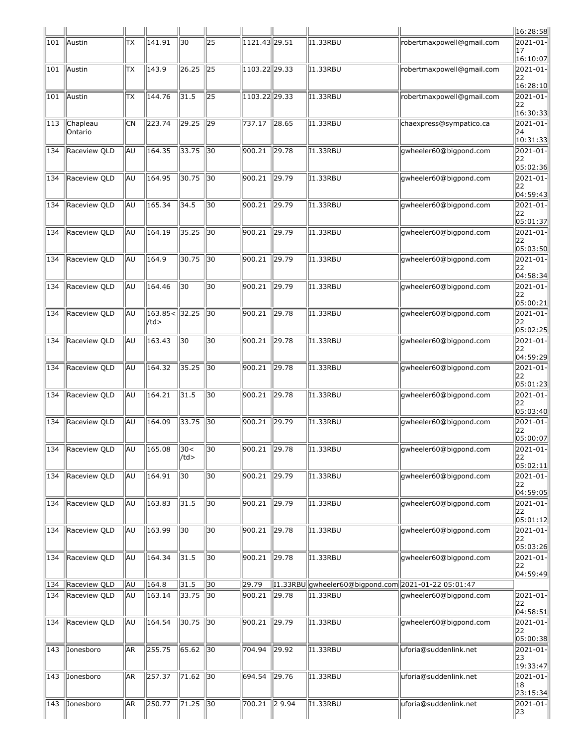| | | | | | | | | | | |
|---|---|---|---|---|---|---|---|---|---|---|
| | | | | | | | | | | 16:28:58 |
| 101 | Austin | TX | 141.91 | 30 | 25 | 1121.43 | 29.51 | I1.33RBU | robertmaxpowell@gmail.com | 2021-01-17 16:10:07 |
| 101 | Austin | TX | 143.9 | 26.25 | 25 | 1103.22 | 29.33 | I1.33RBU | robertmaxpowell@gmail.com | 2021-01-22 16:28:10 |
| 101 | Austin | TX | 144.76 | 31.5 | 25 | 1103.22 | 29.33 | I1.33RBU | robertmaxpowell@gmail.com | 2021-01-22 16:30:33 |
| 113 | Chapleau Ontario | CN | 223.74 | 29.25 | 29 | 737.17 | 28.65 | I1.33RBU | chaexpress@sympatico.ca | 2021-01-24 10:31:33 |
| 134 | Raceview QLD | AU | 164.35 | 33.75 | 30 | 900.21 | 29.78 | I1.33RBU | gwheeler60@bigpond.com | 2021-01-22 05:02:36 |
| 134 | Raceview QLD | AU | 164.95 | 30.75 | 30 | 900.21 | 29.79 | I1.33RBU | gwheeler60@bigpond.com | 2021-01-22 04:59:43 |
| 134 | Raceview QLD | AU | 165.34 | 34.5 | 30 | 900.21 | 29.79 | I1.33RBU | gwheeler60@bigpond.com | 2021-01-22 05:01:37 |
| 134 | Raceview QLD | AU | 164.19 | 35.25 | 30 | 900.21 | 29.79 | I1.33RBU | gwheeler60@bigpond.com | 2021-01-22 05:03:50 |
| 134 | Raceview QLD | AU | 164.9 | 30.75 | 30 | 900.21 | 29.79 | I1.33RBU | gwheeler60@bigpond.com | 2021-01-22 04:58:34 |
| 134 | Raceview QLD | AU | 164.46 | 30 | 30 | 900.21 | 29.79 | I1.33RBU | gwheeler60@bigpond.com | 2021-01-22 05:00:21 |
| 134 | Raceview QLD | AU | 163.85</td> | 32.25 | 30 | 900.21 | 29.78 | I1.33RBU | gwheeler60@bigpond.com | 2021-01-22 05:02:25 |
| 134 | Raceview QLD | AU | 163.43 | 30 | 30 | 900.21 | 29.78 | I1.33RBU | gwheeler60@bigpond.com | 2021-01-22 04:59:29 |
| 134 | Raceview QLD | AU | 164.32 | 35.25 | 30 | 900.21 | 29.78 | I1.33RBU | gwheeler60@bigpond.com | 2021-01-22 05:01:23 |
| 134 | Raceview QLD | AU | 164.21 | 31.5 | 30 | 900.21 | 29.78 | I1.33RBU | gwheeler60@bigpond.com | 2021-01-22 05:03:40 |
| 134 | Raceview QLD | AU | 164.09 | 33.75 | 30 | 900.21 | 29.79 | I1.33RBU | gwheeler60@bigpond.com | 2021-01-22 05:00:07 |
| 134 | Raceview QLD | AU | 165.08 | 30</td> | 30 | 900.21 | 29.78 | I1.33RBU | gwheeler60@bigpond.com | 2021-01-22 05:02:11 |
| 134 | Raceview QLD | AU | 164.91 | 30 | 30 | 900.21 | 29.79 | I1.33RBU | gwheeler60@bigpond.com | 2021-01-22 04:59:05 |
| 134 | Raceview QLD | AU | 163.83 | 31.5 | 30 | 900.21 | 29.79 | I1.33RBU | gwheeler60@bigpond.com | 2021-01-22 05:01:12 |
| 134 | Raceview QLD | AU | 163.99 | 30 | 30 | 900.21 | 29.78 | I1.33RBU | gwheeler60@bigpond.com | 2021-01-22 05:03:26 |
| 134 | Raceview QLD | AU | 164.34 | 31.5 | 30 | 900.21 | 29.78 | I1.33RBU | gwheeler60@bigpond.com | 2021-01-22 04:59:49 |
| 134 | Raceview QLD | AU | 164.8 | 31.5 | 30 | 29.79 | I1.33RBU | gwheeler60@bigpond.com | 2021-01-22 05:01:47 | |
| 134 | Raceview QLD | AU | 163.14 | 33.75 | 30 | 900.21 | 29.78 | I1.33RBU | gwheeler60@bigpond.com | 2021-01-22 04:58:51 |
| 134 | Raceview QLD | AU | 164.54 | 30.75 | 30 | 900.21 | 29.79 | I1.33RBU | gwheeler60@bigpond.com | 2021-01-22 05:00:38 |
| 143 | Jonesboro | AR | 255.75 | 65.62 | 30 | 704.94 | 29.92 | I1.33RBU | uforia@suddenlink.net | 2021-01-23 19:33:47 |
| 143 | Jonesboro | AR | 257.37 | 71.62 | 30 | 694.54 | 29.76 | I1.33RBU | uforia@suddenlink.net | 2021-01-18 23:15:34 |
| 143 | Jonesboro | AR | 250.77 | 71.25 | 30 | 700.21 | 2 9.94 | I1.33RBU | uforia@suddenlink.net | 2021-01-23 |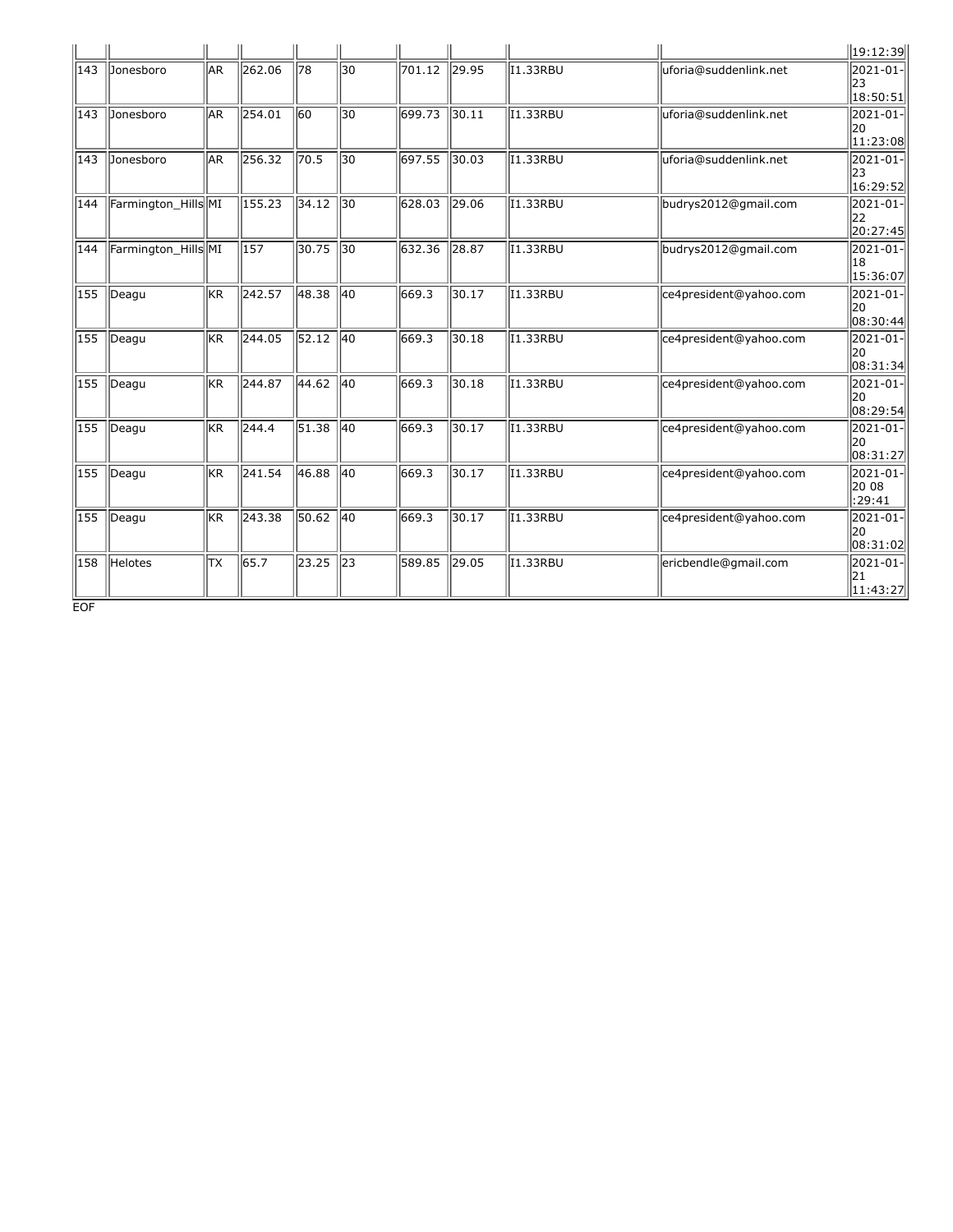| | | | | | | | | | | |
|---|---|---|---|---|---|---|---|---|---|---|
| | | | | | | | | | | 19:12:39 |
| 143 | Jonesboro | AR | 262.06 | 78 | 30 | 701.12 | 29.95 | I1.33RBU | uforia@suddenlink.net | 2021-01-23 18:50:51 |
| 143 | Jonesboro | AR | 254.01 | 60 | 30 | 699.73 | 30.11 | I1.33RBU | uforia@suddenlink.net | 2021-01-20 11:23:08 |
| 143 | Jonesboro | AR | 256.32 | 70.5 | 30 | 697.55 | 30.03 | I1.33RBU | uforia@suddenlink.net | 2021-01-23 16:29:52 |
| 144 | Farmington_Hills | MI | 155.23 | 34.12 | 30 | 628.03 | 29.06 | I1.33RBU | budrys2012@gmail.com | 2021-01-22 20:27:45 |
| 144 | Farmington_Hills | MI | 157 | 30.75 | 30 | 632.36 | 28.87 | I1.33RBU | budrys2012@gmail.com | 2021-01-18 15:36:07 |
| 155 | Deagu | KR | 242.57 | 48.38 | 40 | 669.3 | 30.17 | I1.33RBU | ce4president@yahoo.com | 2021-01-20 08:30:44 |
| 155 | Deagu | KR | 244.05 | 52.12 | 40 | 669.3 | 30.18 | I1.33RBU | ce4president@yahoo.com | 2021-01-20 08:31:34 |
| 155 | Deagu | KR | 244.87 | 44.62 | 40 | 669.3 | 30.18 | I1.33RBU | ce4president@yahoo.com | 2021-01-20 08:29:54 |
| 155 | Deagu | KR | 244.4 | 51.38 | 40 | 669.3 | 30.17 | I1.33RBU | ce4president@yahoo.com | 2021-01-20 08:31:27 |
| 155 | Deagu | KR | 241.54 | 46.88 | 40 | 669.3 | 30.17 | I1.33RBU | ce4president@yahoo.com | 2021-01-20 08 :29:41 |
| 155 | Deagu | KR | 243.38 | 50.62 | 40 | 669.3 | 30.17 | I1.33RBU | ce4president@yahoo.com | 2021-01-20 08:31:02 |
| 158 | Helotes | TX | 65.7 | 23.25 | 23 | 589.85 | 29.05 | I1.33RBU | ericbendle@gmail.com | 2021-01-21 11:43:27 |

EOF